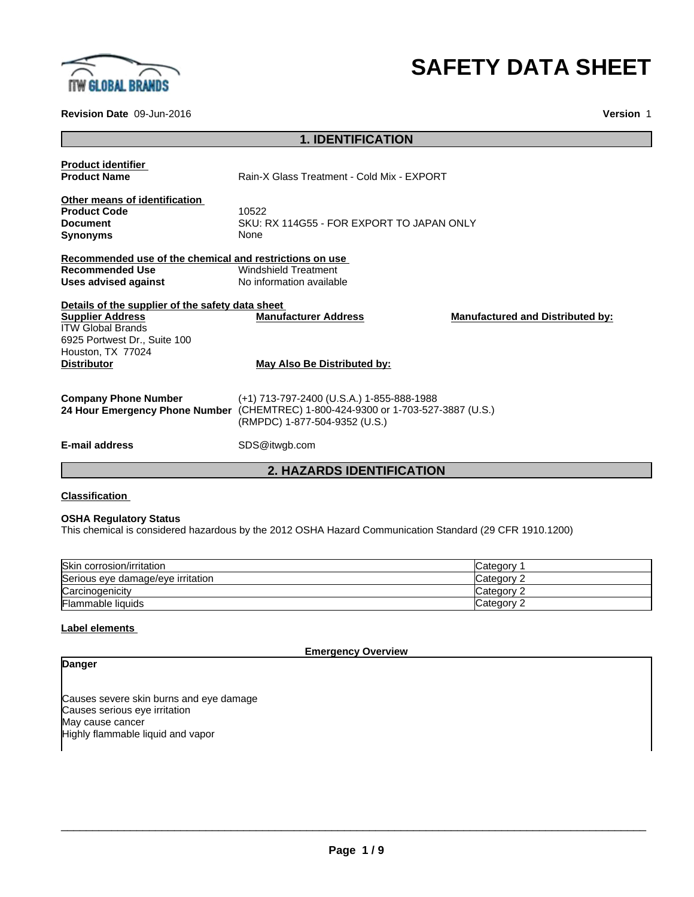# SAFETY DATA SHEET

**Revision Date** 09-Jun-2016

**Version** 1

## 1. IDENTIFICATION

**Product identifier**

**Product Name** Rain-X Glass Treatment - Cold Mix - EXPORT

**Other means of identification**

**Product Code** 10522

**Document** SKU: RX 114G55 - FOR EXPORT TO JAPAN ONLY

**Synonyms** None

**Recommended use of the chemical and restrictions on use**

**Recommended Use** Windshield Treatment

**Uses advised against** No information available

**Details of the supplier of the safety data sheet**

**Supplier Address**
ITW Global Brands
6925 Portwest Dr., Suite 100
Houston, TX 77024

**Manufacturer Address**

**Manufactured and Distributed by:**

**Distributor**

**May Also Be Distributed by:**

**Company Phone Number** (+1) 713-797-2400 (U.S.A.) 1-855-888-1988

**24 Hour Emergency Phone Number** (CHEMTREC) 1-800-424-9300 or 1-703-527-3887 (U.S.)
(RMPDC) 1-877-504-9352 (U.S.)

**E-mail address** SDS@itwgb.com

## 2. HAZARDS IDENTIFICATION

**Classification**

**OSHA Regulatory Status**

This chemical is considered hazardous by the 2012 OSHA Hazard Communication Standard (29 CFR 1910.1200)

| | |
|---|---|
| Skin corrosion/irritation | Category 1 |
| Serious eye damage/eye irritation | Category 2 |
| Carcinogenicity | Category 2 |
| Flammable liquids | Category 2 |

**Label elements**

**Emergency Overview**

**Danger**

Causes severe skin burns and eye damage
Causes serious eye irritation
May cause cancer
Highly flammable liquid and vapor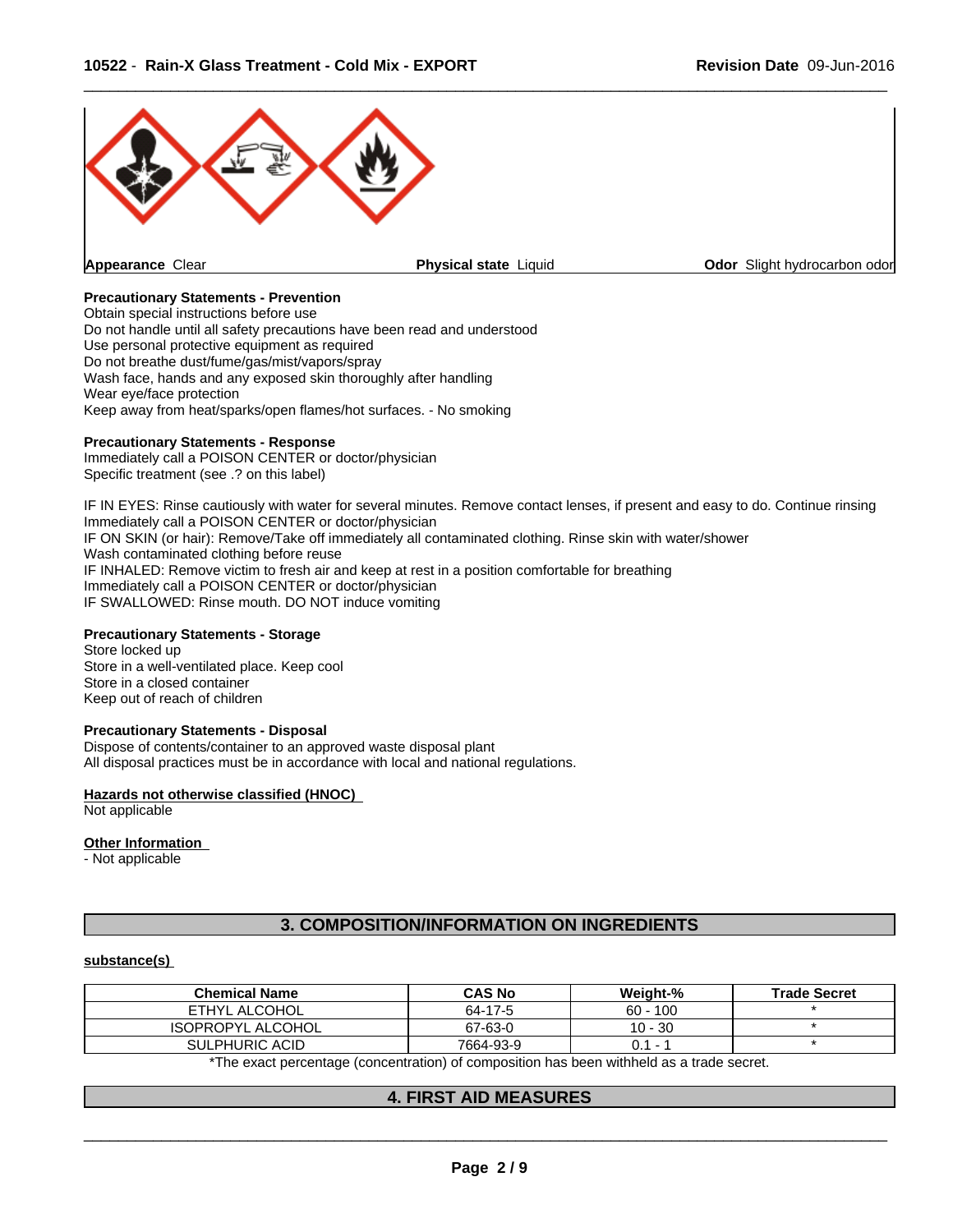**Appearance** Clear | **Physical state** Liquid | **Odor** Slight hydrocarbon odor

**Precautionary Statements - Prevention**
Obtain special instructions before use
Do not handle until all safety precautions have been read and understood
Use personal protective equipment as required
Do not breathe dust/fume/gas/mist/vapors/spray
Wash face, hands and any exposed skin thoroughly after handling
Wear eye/face protection
Keep away from heat/sparks/open flames/hot surfaces. - No smoking

**Precautionary Statements - Response**
Immediately call a POISON CENTER or doctor/physician
Specific treatment (see .? on this label)

IF IN EYES: Rinse cautiously with water for several minutes. Remove contact lenses, if present and easy to do. Continue rinsing
Immediately call a POISON CENTER or doctor/physician
IF ON SKIN (or hair): Remove/Take off immediately all contaminated clothing. Rinse skin with water/shower
Wash contaminated clothing before reuse
IF INHALED: Remove victim to fresh air and keep at rest in a position comfortable for breathing
Immediately call a POISON CENTER or doctor/physician
IF SWALLOWED: Rinse mouth. DO NOT induce vomiting

**Precautionary Statements - Storage**
Store locked up
Store in a well-ventilated place. Keep cool
Store in a closed container
Keep out of reach of children

**Precautionary Statements - Disposal**
Dispose of contents/container to an approved waste disposal plant
All disposal practices must be in accordance with local and national regulations.

**Hazards not otherwise classified (HNOC)**
Not applicable

**Other Information**
- Not applicable

## 3. COMPOSITION/INFORMATION ON INGREDIENTS

**substance(s)**

| Chemical Name | CAS No | Weight-% | Trade Secret |
|---|---|---|---|
| ETHYL ALCOHOL | 64-17-5 | 60 - 100 | * |
| ISOPROPYL ALCOHOL | 67-63-0 | 10 - 30 | * |
| SULPHURIC ACID | 7664-93-9 | 0.1 - 1 | * |

*The exact percentage (concentration) of composition has been withheld as a trade secret.

## 4. FIRST AID MEASURES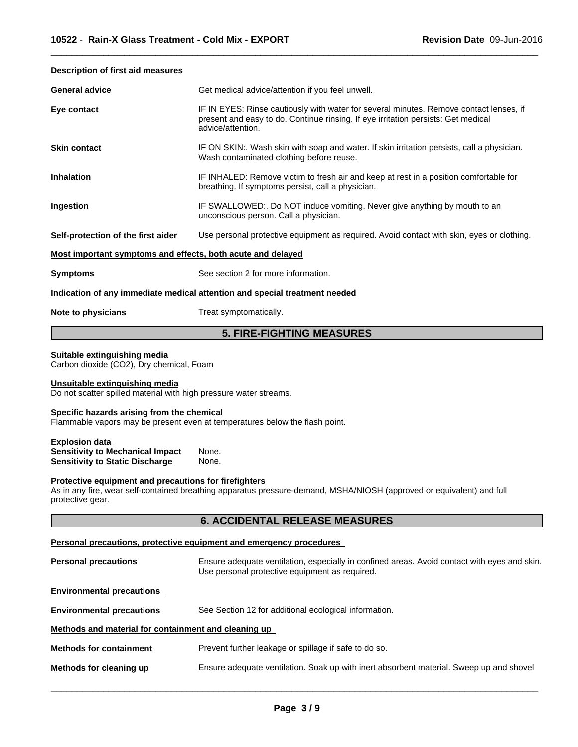### Description of first aid measures

| | |
|---|---|
| **General advice** | Get medical advice/attention if you feel unwell. |
| **Eye contact** | IF IN EYES: Rinse cautiously with water for several minutes. Remove contact lenses, if present and easy to do. Continue rinsing. If eye irritation persists: Get medical advice/attention. |
| **Skin contact** | IF ON SKIN:. Wash skin with soap and water. If skin irritation persists, call a physician. Wash contaminated clothing before reuse. |
| **Inhalation** | IF INHALED: Remove victim to fresh air and keep at rest in a position comfortable for breathing. If symptoms persist, call a physician. |
| **Ingestion** | IF SWALLOWED:. Do NOT induce vomiting. Never give anything by mouth to an unconscious person. Call a physician. |
| **Self-protection of the first aider** | Use personal protective equipment as required. Avoid contact with skin, eyes or clothing. |

### Most important symptoms and effects, both acute and delayed

| | |
|---|---|
| **Symptoms** | See section 2 for more information. |

### Indication of any immediate medical attention and special treatment needed

| | |
|---|---|
| **Note to physicians** | Treat symptomatically. |

## 5. FIRE-FIGHTING MEASURES

### Suitable extinguishing media
Carbon dioxide ($CO_2$), Dry chemical, Foam

### Unsuitable extinguishing media
Do not scatter spilled material with high pressure water streams.

### Specific hazards arising from the chemical
Flammable vapors may be present even at temperatures below the flash point.

### Explosion data
**Sensitivity to Mechanical Impact** None.
**Sensitivity to Static Discharge** None.

### Protective equipment and precautions for firefighters
As in any fire, wear self-contained breathing apparatus pressure-demand, MSHA/NIOSH (approved or equivalent) and full protective gear.

## 6. ACCIDENTAL RELEASE MEASURES

### Personal precautions, protective equipment and emergency procedures

| | |
|---|---|
| **Personal precautions** | Ensure adequate ventilation, especially in confined areas. Avoid contact with eyes and skin. Use personal protective equipment as required. |

### Environmental precautions

| | |
|---|---|
| **Environmental precautions** | See Section 12 for additional ecological information. |

### Methods and material for containment and cleaning up

| | |
|---|---|
| **Methods for containment** | Prevent further leakage or spillage if safe to do so. |
| **Methods for cleaning up** | Ensure adequate ventilation. Soak up with inert absorbent material. Sweep up and shovel |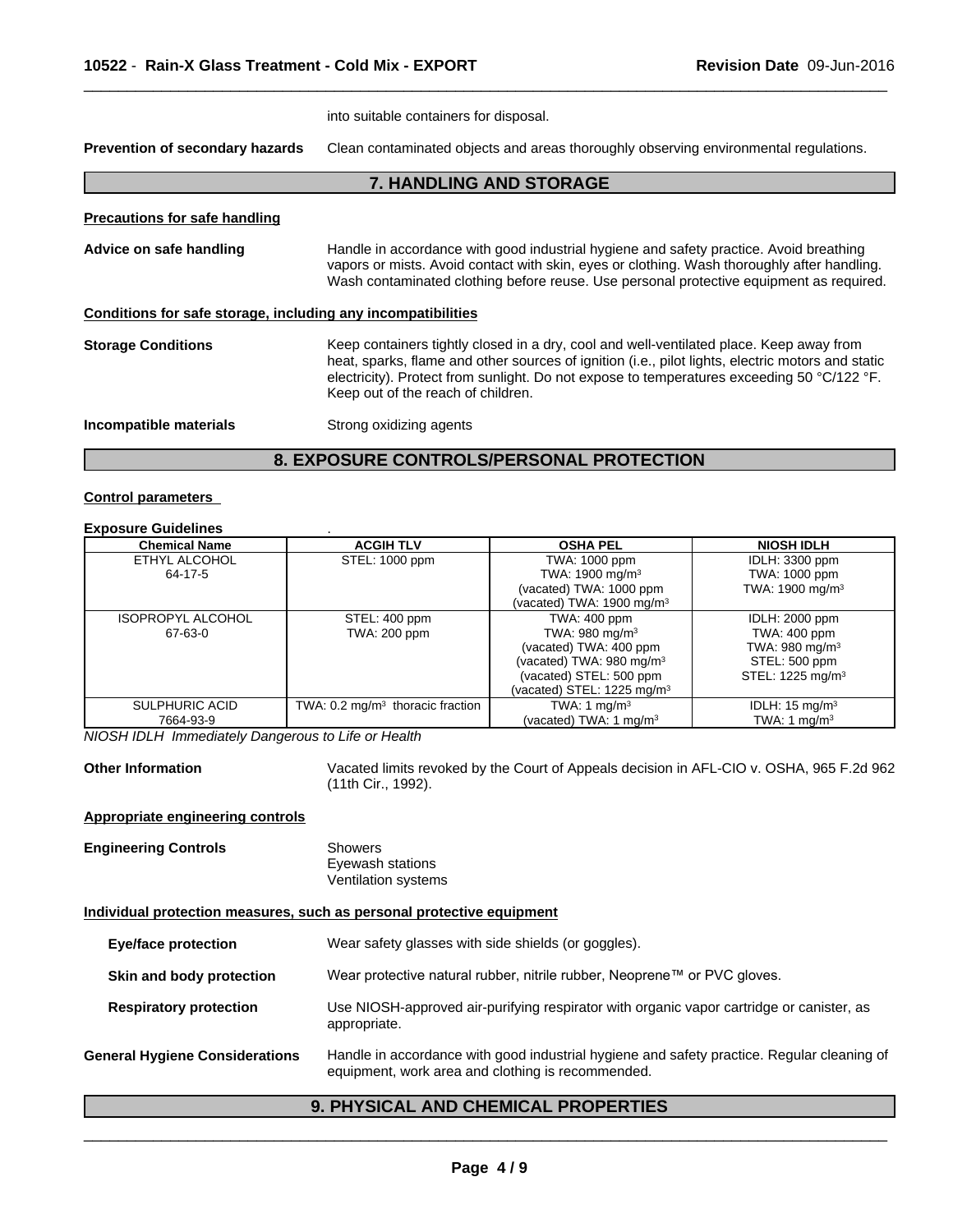into suitable containers for disposal.

**Prevention of secondary hazards** Clean contaminated objects and areas thoroughly observing environmental regulations.

## 7. HANDLING AND STORAGE

**Precautions for safe handling**

**Advice on safe handling** Handle in accordance with good industrial hygiene and safety practice. Avoid breathing vapors or mists. Avoid contact with skin, eyes or clothing. Wash thoroughly after handling. Wash contaminated clothing before reuse. Use personal protective equipment as required.

**Conditions for safe storage, including any incompatibilities**

**Storage Conditions** Keep containers tightly closed in a dry, cool and well-ventilated place. Keep away from heat, sparks, flame and other sources of ignition (i.e., pilot lights, electric motors and static electricity). Protect from sunlight. Do not expose to temperatures exceeding 50 °C/122 °F. Keep out of the reach of children.

**Incompatible materials** Strong oxidizing agents

## 8. EXPOSURE CONTROLS/PERSONAL PROTECTION

**Control parameters**

**Exposure Guidelines** .

| Chemical Name | ACGIH TLV | OSHA PEL | NIOSH IDLH |
|---|---|---|---|
| ETHYL ALCOHOL<br>64-17-5 | STEL: 1000 ppm | TWA: 1000 ppm<br>TWA: 1900 mg/m³<br>(vacated) TWA: 1000 ppm<br>(vacated) TWA: 1900 mg/m³ | IDLH: 3300 ppm<br>TWA: 1000 ppm<br>TWA: 1900 mg/m³ |
| ISOPROPYL ALCOHOL<br>67-63-0 | STEL: 400 ppm<br>TWA: 200 ppm | TWA: 400 ppm<br>TWA: 980 mg/m³<br>(vacated) TWA: 400 ppm<br>(vacated) TWA: 980 mg/m³<br>(vacated) STEL: 500 ppm<br>(vacated) STEL: 1225 mg/m³ | IDLH: 2000 ppm<br>TWA: 400 ppm<br>TWA: 980 mg/m³<br>STEL: 500 ppm<br>STEL: 1225 mg/m³ |
| SULPHURIC ACID<br>7664-93-9 | TWA: 0.2 mg/m³ thoracic fraction | TWA: 1 mg/m³<br>(vacated) TWA: 1 mg/m³ | IDLH: 15 mg/m³<br>TWA: 1 mg/m³ |

*NIOSH IDLH Immediately Dangerous to Life or Health*

**Other Information** Vacated limits revoked by the Court of Appeals decision in AFL-CIO v. OSHA, 965 F.2d 962 (11th Cir., 1992).

**Appropriate engineering controls**

**Engineering Controls** Showers
Eyewash stations
Ventilation systems

**Individual protection measures, such as personal protective equipment**

**Eye/face protection** Wear safety glasses with side shields (or goggles).

**Skin and body protection** Wear protective natural rubber, nitrile rubber, Neoprene™ or PVC gloves.

**Respiratory protection** Use NIOSH-approved air-purifying respirator with organic vapor cartridge or canister, as appropriate.

**General Hygiene Considerations** Handle in accordance with good industrial hygiene and safety practice. Regular cleaning of equipment, work area and clothing is recommended.

## 9. PHYSICAL AND CHEMICAL PROPERTIES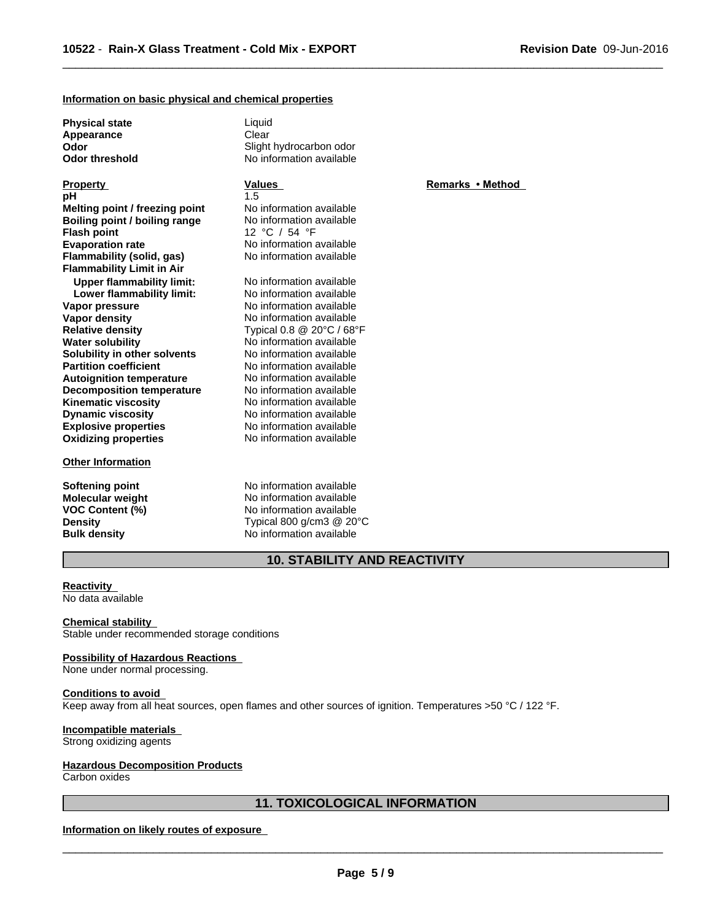**Information on basic physical and chemical properties**

| | |
|---|---|
| **Physical state** | Liquid |
| **Appearance** | Clear |
| **Odor** | Slight hydrocarbon odor |
| **Odor threshold** | No information available |

| **Property** | **Values** | **Remarks • Method** |
|---|---|---|
| **pH** | 1.5 | |
| **Melting point / freezing point** | No information available | |
| **Boiling point / boiling range** | No information available | |
| **Flash point** | 12 °C / 54 °F | |
| **Evaporation rate** | No information available | |
| **Flammability (solid, gas)** | No information available | |
| **Flammability Limit in Air** | | |
| **Upper flammability limit:** | No information available | |
| **Lower flammability limit:** | No information available | |
| **Vapor pressure** | No information available | |
| **Vapor density** | No information available | |
| **Relative density** | Typical 0.8 @ 20°C / 68°F | |
| **Water solubility** | No information available | |
| **Solubility in other solvents** | No information available | |
| **Partition coefficient** | No information available | |
| **Autoignition temperature** | No information available | |
| **Decomposition temperature** | No information available | |
| **Kinematic viscosity** | No information available | |
| **Dynamic viscosity** | No information available | |
| **Explosive properties** | No information available | |
| **Oxidizing properties** | No information available | |

**Other Information**

| | |
|---|---|
| **Softening point** | No information available |
| **Molecular weight** | No information available |
| **VOC Content (%)** | No information available |
| **Density** | Typical 800 g/cm3 @ 20°C |
| **Bulk density** | No information available |

## 10. STABILITY AND REACTIVITY

**Reactivity**
No data available

**Chemical stability**
Stable under recommended storage conditions

**Possibility of Hazardous Reactions**
None under normal processing.

**Conditions to avoid**
Keep away from all heat sources, open flames and other sources of ignition. Temperatures >50 °C / 122 °F.

**Incompatible materials**
Strong oxidizing agents

**Hazardous Decomposition Products**
Carbon oxides

## 11. TOXICOLOGICAL INFORMATION

**Information on likely routes of exposure**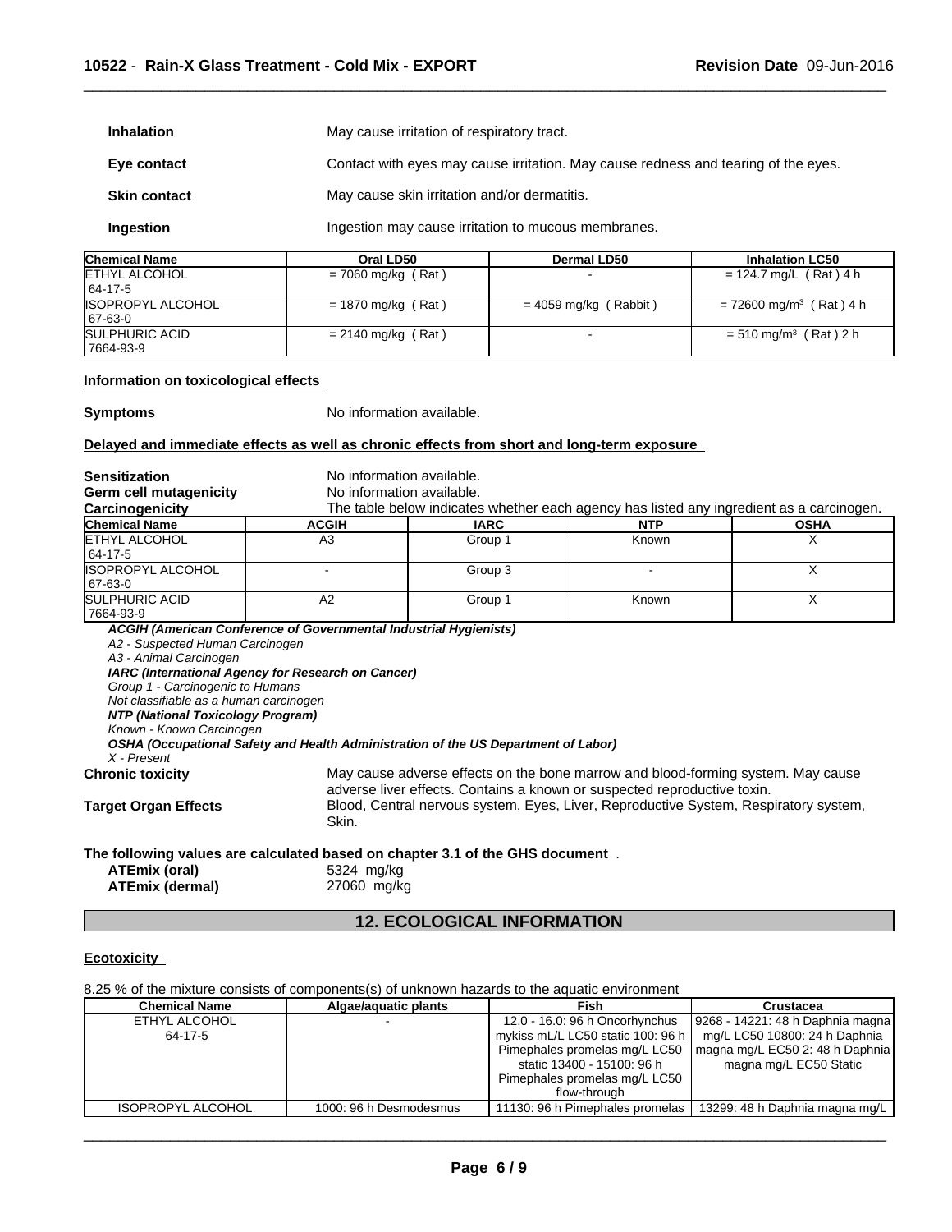**Inhalation** May cause irritation of respiratory tract.

**Eye contact** Contact with eyes may cause irritation. May cause redness and tearing of the eyes.

**Skin contact** May cause skin irritation and/or dermatitis.

**Ingestion** Ingestion may cause irritation to mucous membranes.

| Chemical Name | Oral LD50 | Dermal LD50 | Inhalation LC50 |
|---|---|---|---|
| ETHYL ALCOHOL 64-17-5 | = 7060 mg/kg ( Rat ) | - | = 124.7 mg/L ( Rat ) 4 h |
| ISOPROPYL ALCOHOL 67-63-0 | = 1870 mg/kg ( Rat ) | = 4059 mg/kg ( Rabbit ) | = 72600 mg/m$^3$ ( Rat ) 4 h |
| SULPHURIC ACID 7664-93-9 | = 2140 mg/kg ( Rat ) | - | = 510 mg/m$^3$ ( Rat ) 2 h |

**Information on toxicological effects**

**Symptoms** No information available.

**Delayed and immediate effects as well as chronic effects from short and long-term exposure**

**Sensitization** No information available.
**Germ cell mutagenicity** No information available.
**Carcinogenicity** The table below indicates whether each agency has listed any ingredient as a carcinogen.

| Chemical Name | ACGIH | IARC | NTP | OSHA |
|---|---|---|---|---|
| ETHYL ALCOHOL 64-17-5 | A3 | Group 1 | Known | X |
| ISOPROPYL ALCOHOL 67-63-0 | - | Group 3 | - | X |
| SULPHURIC ACID 7664-93-9 | A2 | Group 1 | Known | X |

***ACGIH (American Conference of Governmental Industrial Hygienists)***
*A2 - Suspected Human Carcinogen*
*A3 - Animal Carcinogen*
***IARC (International Agency for Research on Cancer)***
*Group 1 - Carcinogenic to Humans*
*Not classifiable as a human carcinogen*
***NTP (National Toxicology Program)***
*Known - Known Carcinogen*
***OSHA (Occupational Safety and Health Administration of the US Department of Labor)***
*X - Present*

**Chronic toxicity** May cause adverse effects on the bone marrow and blood-forming system. May cause adverse liver effects. Contains a known or suspected reproductive toxin.

**Target Organ Effects** Blood, Central nervous system, Eyes, Liver, Reproductive System, Respiratory system, Skin.

**The following values are calculated based on chapter 3.1 of the GHS document** .

**ATEmix (oral)** 5324 mg/kg
**ATEmix (dermal)** 27060 mg/kg

## 12. ECOLOGICAL INFORMATION

**Ecotoxicity**

8.25 % of the mixture consists of components(s) of unknown hazards to the aquatic environment

| Chemical Name | Algae/aquatic plants | Fish | Crustacea |
|---|---|---|---|
| ETHYL ALCOHOL 64-17-5 | - | 12.0 - 16.0: 96 h Oncorhynchus mykiss mL/L LC50 static 100: 96 h Pimephales promelas mg/L LC50 static 13400 - 15100: 96 h Pimephales promelas mg/L LC50 flow-through | 9268 - 14221: 48 h Daphnia magna mg/L LC50 10800: 24 h Daphnia magna mg/L EC50 2: 48 h Daphnia magna mg/L EC50 Static |
| ISOPROPYL ALCOHOL | 1000: 96 h Desmodesmus | 11130: 96 h Pimephales promelas | 13299: 48 h Daphnia magna mg/L |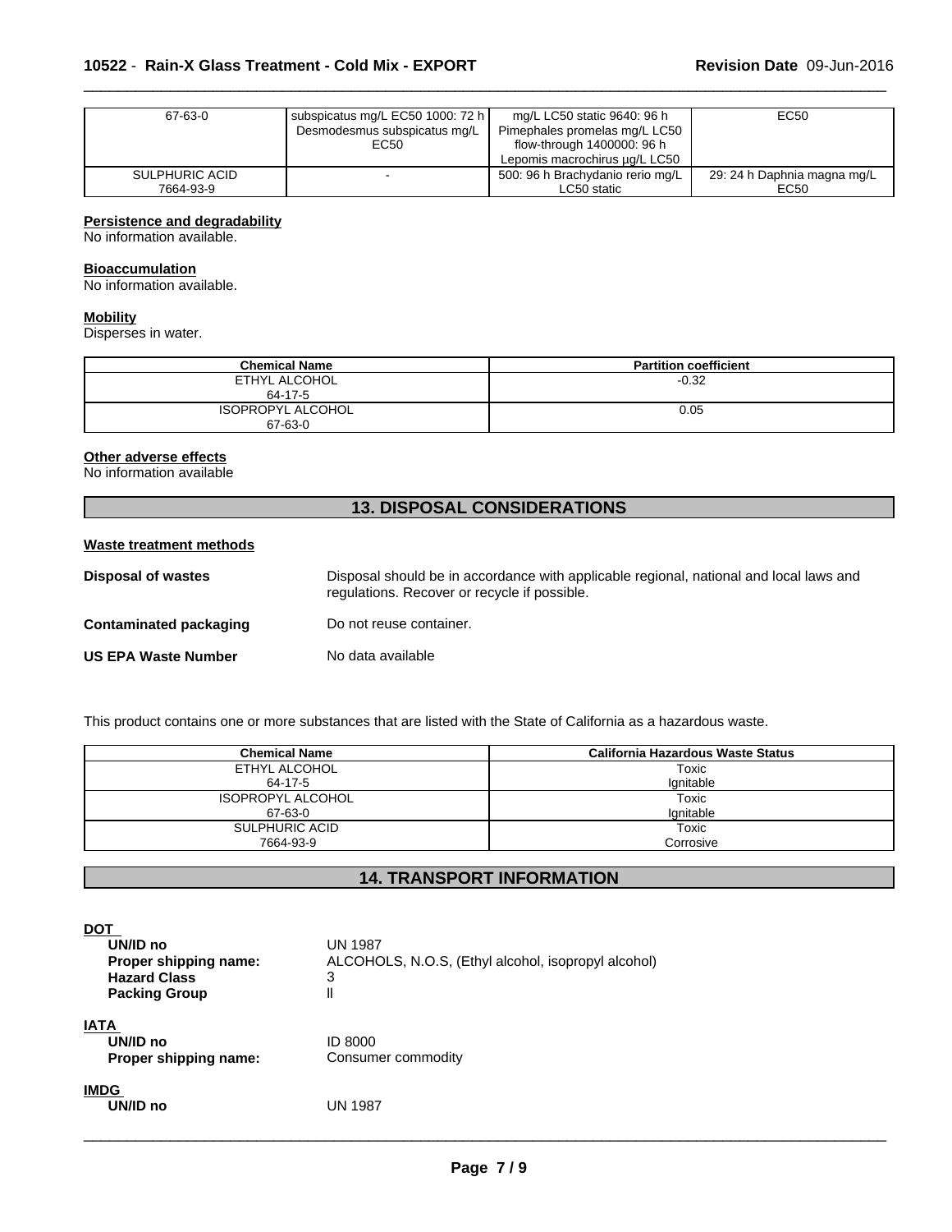| 67-63-0 | subspicatus mg/L EC50 1000: 72 h Desmodesmus subspicatus mg/L EC50 | mg/L LC50 static 9640: 96 h Pimephales promelas mg/L LC50 flow-through 1400000: 96 h Lepomis macrochirus µg/L LC50 | EC50 |
|---|---|---|---|
| SULPHURIC ACID 7664-93-9 | - | 500: 96 h Brachydanio rerio mg/L LC50 static | 29: 24 h Daphnia magna mg/L EC50 |

**Persistence and degradability**
No information available.

**Bioaccumulation**
No information available.

**Mobility**
Disperses in water.

| Chemical Name | Partition coefficient |
|---|---|
| ETHYL ALCOHOL 64-17-5 | -0.32 |
| ISOPROPYL ALCOHOL 67-63-0 | 0.05 |

**Other adverse effects**
No information available

## 13. DISPOSAL CONSIDERATIONS

**Waste treatment methods**

**Disposal of wastes**: Disposal should be in accordance with applicable regional, national and local laws and regulations. Recover or recycle if possible.

**Contaminated packaging**: Do not reuse container.

**US EPA Waste Number**: No data available

This product contains one or more substances that are listed with the State of California as a hazardous waste.

| Chemical Name | California Hazardous Waste Status |
|---|---|
| ETHYL ALCOHOL 64-17-5 | Toxic Ignitable |
| ISOPROPYL ALCOHOL 67-63-0 | Toxic Ignitable |
| SULPHURIC ACID 7664-93-9 | Toxic Corrosive |

## 14. TRANSPORT INFORMATION

**DOT**

**UN/ID no**: UN 1987
**Proper shipping name:**: ALCOHOLS, N.O.S, (Ethyl alcohol, isopropyl alcohol)
**Hazard Class**: 3
**Packing Group**: II

**IATA**

**UN/ID no**: ID 8000
**Proper shipping name:**: Consumer commodity

**IMDG**

**UN/ID no**: UN 1987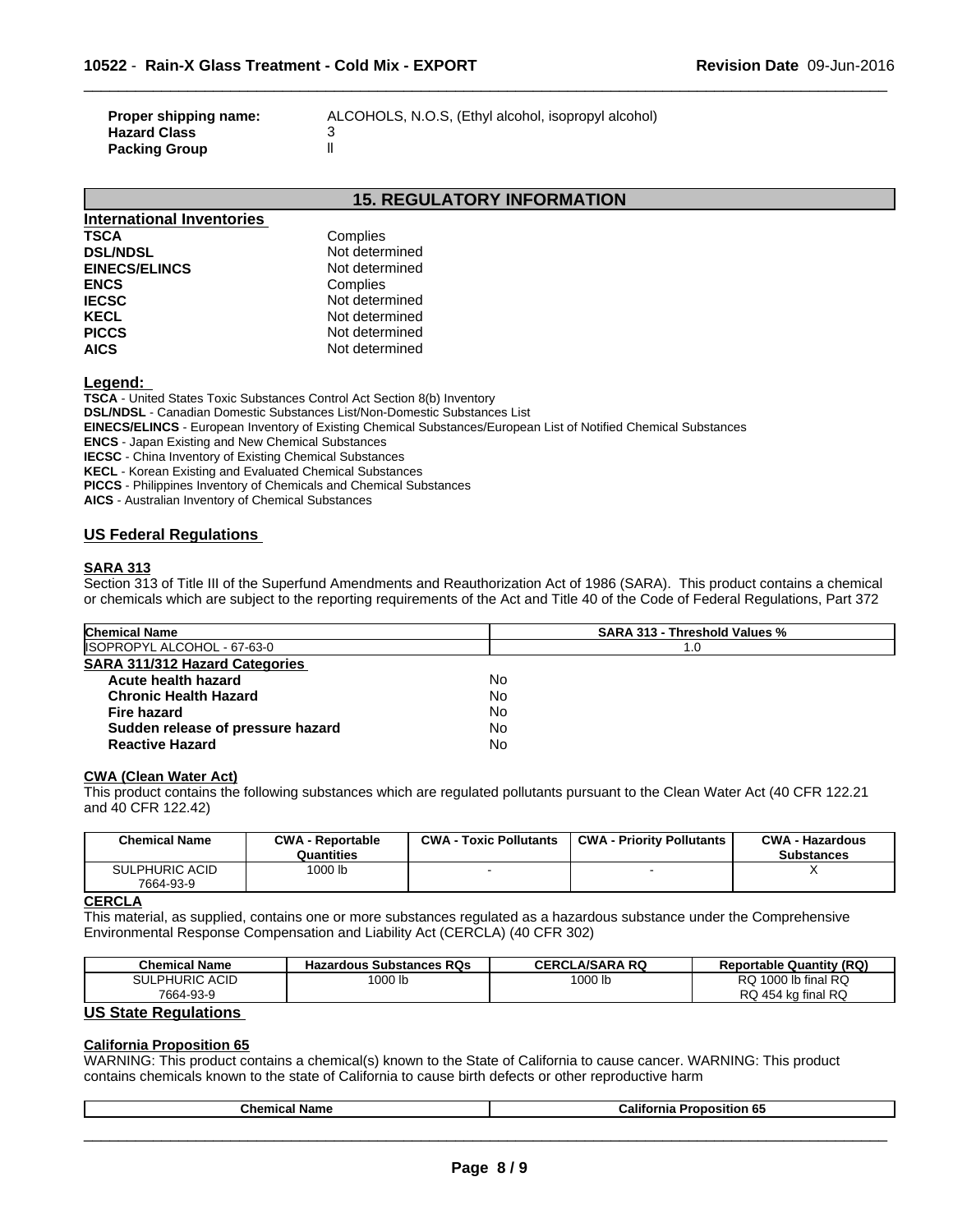| | |
|---|---|
| **Proper shipping name:** | ALCOHOLS, N.O.S, (Ethyl alcohol, isopropyl alcohol) |
| **Hazard Class** | 3 |
| **Packing Group** | II |

## 15. REGULATORY INFORMATION

### International Inventories

| | |
|---|---|
| **TSCA** | Complies |
| **DSL/NDSL** | Not determined |
| **EINECS/ELINCS** | Not determined |
| **ENCS** | Complies |
| **IECSC** | Not determined |
| **KECL** | Not determined |
| **PICCS** | Not determined |
| **AICS** | Not determined |

**Legend:**

**TSCA** - United States Toxic Substances Control Act Section 8(b) Inventory
**DSL/NDSL** - Canadian Domestic Substances List/Non-Domestic Substances List
**EINECS/ELINCS** - European Inventory of Existing Chemical Substances/European List of Notified Chemical Substances
**ENCS** - Japan Existing and New Chemical Substances
**IECSC** - China Inventory of Existing Chemical Substances
**KECL** - Korean Existing and Evaluated Chemical Substances
**PICCS** - Philippines Inventory of Chemicals and Chemical Substances
**AICS** - Australian Inventory of Chemical Substances

### US Federal Regulations

**SARA 313**

Section 313 of Title III of the Superfund Amendments and Reauthorization Act of 1986 (SARA). This product contains a chemical or chemicals which are subject to the reporting requirements of the Act and Title 40 of the Code of Federal Regulations, Part 372

| Chemical Name | SARA 313 - Threshold Values % |
|---|---|
| ISOPROPYL ALCOHOL - 67-63-0 | 1.0 |

**SARA 311/312 Hazard Categories**

| | |
|---|---|
| **Acute health hazard** | No |
| **Chronic Health Hazard** | No |
| **Fire hazard** | No |
| **Sudden release of pressure hazard** | No |
| **Reactive Hazard** | No |

**CWA (Clean Water Act)**

This product contains the following substances which are regulated pollutants pursuant to the Clean Water Act (40 CFR 122.21 and 40 CFR 122.42)

| Chemical Name | CWA - Reportable Quantities | CWA - Toxic Pollutants | CWA - Priority Pollutants | CWA - Hazardous Substances |
|---|---|---|---|---|
| SULPHURIC ACID 7664-93-9 | 1000 lb | - | - | X |

**CERCLA**

This material, as supplied, contains one or more substances regulated as a hazardous substance under the Comprehensive Environmental Response Compensation and Liability Act (CERCLA) (40 CFR 302)

| Chemical Name | Hazardous Substances RQs | CERCLA/SARA RQ | Reportable Quantity (RQ) |
|---|---|---|---|
| SULPHURIC ACID 7664-93-9 | 1000 lb | 1000 lb | RQ 1000 lb final RQ RQ 454 kg final RQ |

### US State Regulations

**California Proposition 65**

WARNING: This product contains a chemical(s) known to the State of California to cause cancer. WARNING: This product contains chemicals known to the state of California to cause birth defects or other reproductive harm

| Chemical Name | California Proposition 65 |
|---|---|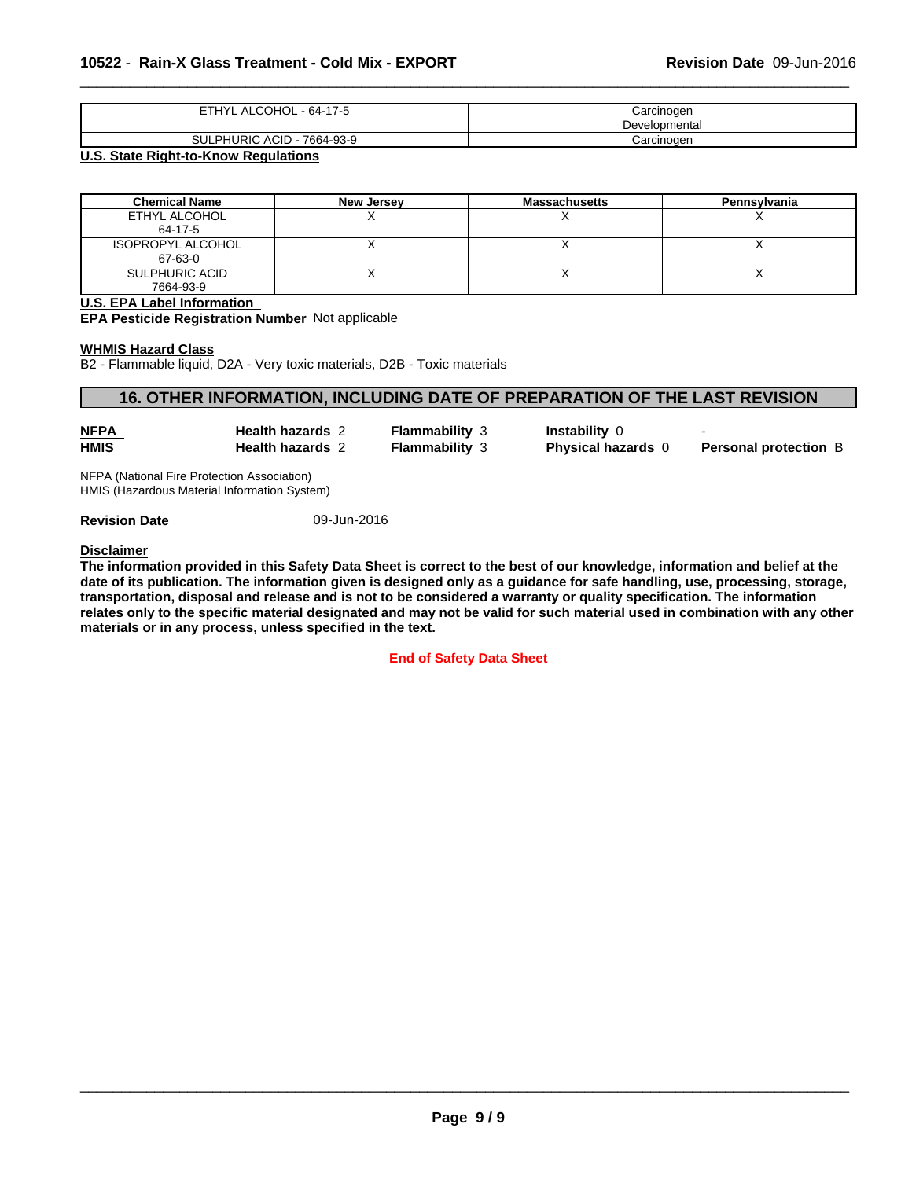| | |
|---|---|
| ETHYL ALCOHOL - 64-17-5 | Carcinogen<br>Developmental |
| SULPHURIC ACID - 7664-93-9 | Carcinogen |

**U.S. State Right-to-Know Regulations**

| Chemical Name | New Jersey | Massachusetts | Pennsylvania |
|---|---|---|---|
| ETHYL ALCOHOL<br>64-17-5 | X | X | X |
| ISOPROPYL ALCOHOL<br>67-63-0 | X | X | X |
| SULPHURIC ACID<br>7664-93-9 | X | X | X |

**U.S. EPA Label Information**

**EPA Pesticide Registration Number** Not applicable

**WHMIS Hazard Class**

B2 - Flammable liquid, D2A - Very toxic materials, D2B - Toxic materials

## 16. OTHER INFORMATION, INCLUDING DATE OF PREPARATION OF THE LAST REVISION

| | | | | |
|---|---|---|---|---|
| **NFPA** | **Health hazards** 2 | **Flammability** 3 | **Instability** 0 | - |
| **HMIS** | **Health hazards** 2 | **Flammability** 3 | **Physical hazards** 0 | **Personal protection** B |

NFPA (National Fire Protection Association)
HMIS (Hazardous Material Information System)

**Revision Date** 09-Jun-2016

**Disclaimer**

**The information provided in this Safety Data Sheet is correct to the best of our knowledge, information and belief at the date of its publication. The information given is designed only as a guidance for safe handling, use, processing, storage, transportation, disposal and release and is not to be considered a warranty or quality specification. The information relates only to the specific material designated and may not be valid for such material used in combination with any other materials or in any process, unless specified in the text.**

**End of Safety Data Sheet**